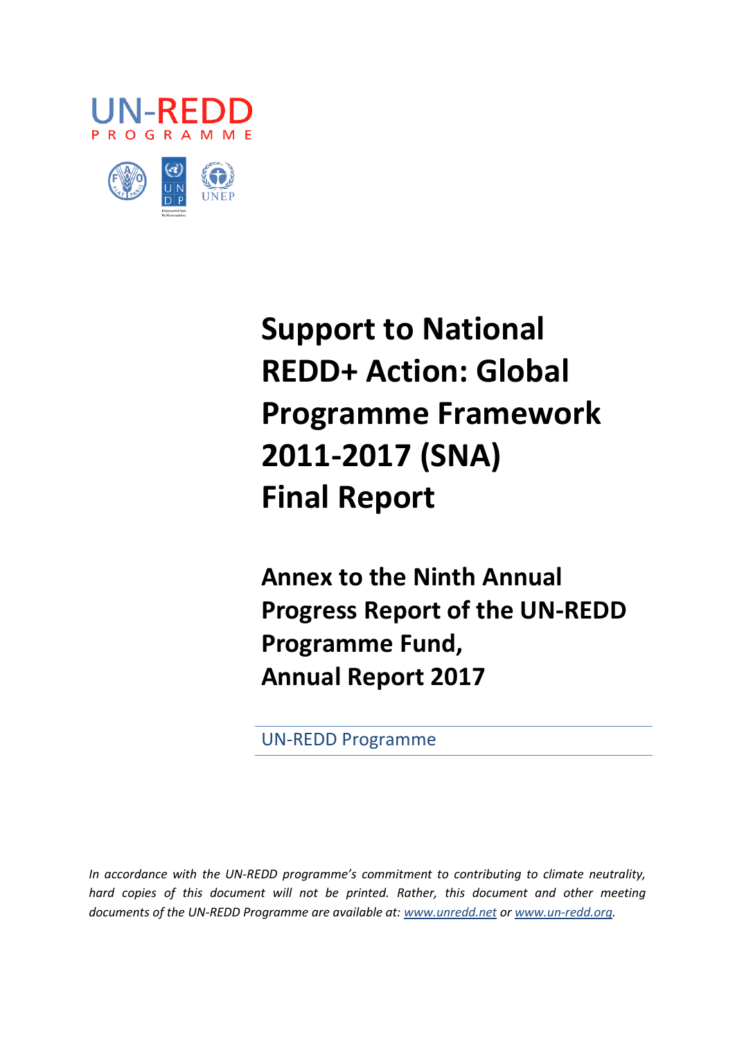UN-REDD
PROGRAMME

# Support to National REDD+ Action: Global Programme Framework 2011-2017 (SNA) Final Report

## Annex to the Ninth Annual Progress Report of the UN-REDD Programme Fund, Annual Report 2017

UN-REDD Programme

*In accordance with the UN-REDD programme's commitment to contributing to climate neutrality, hard copies of this document will not be printed. Rather, this document and other meeting documents of the UN-REDD Programme are available at: www.unredd.net or www.un-redd.org.*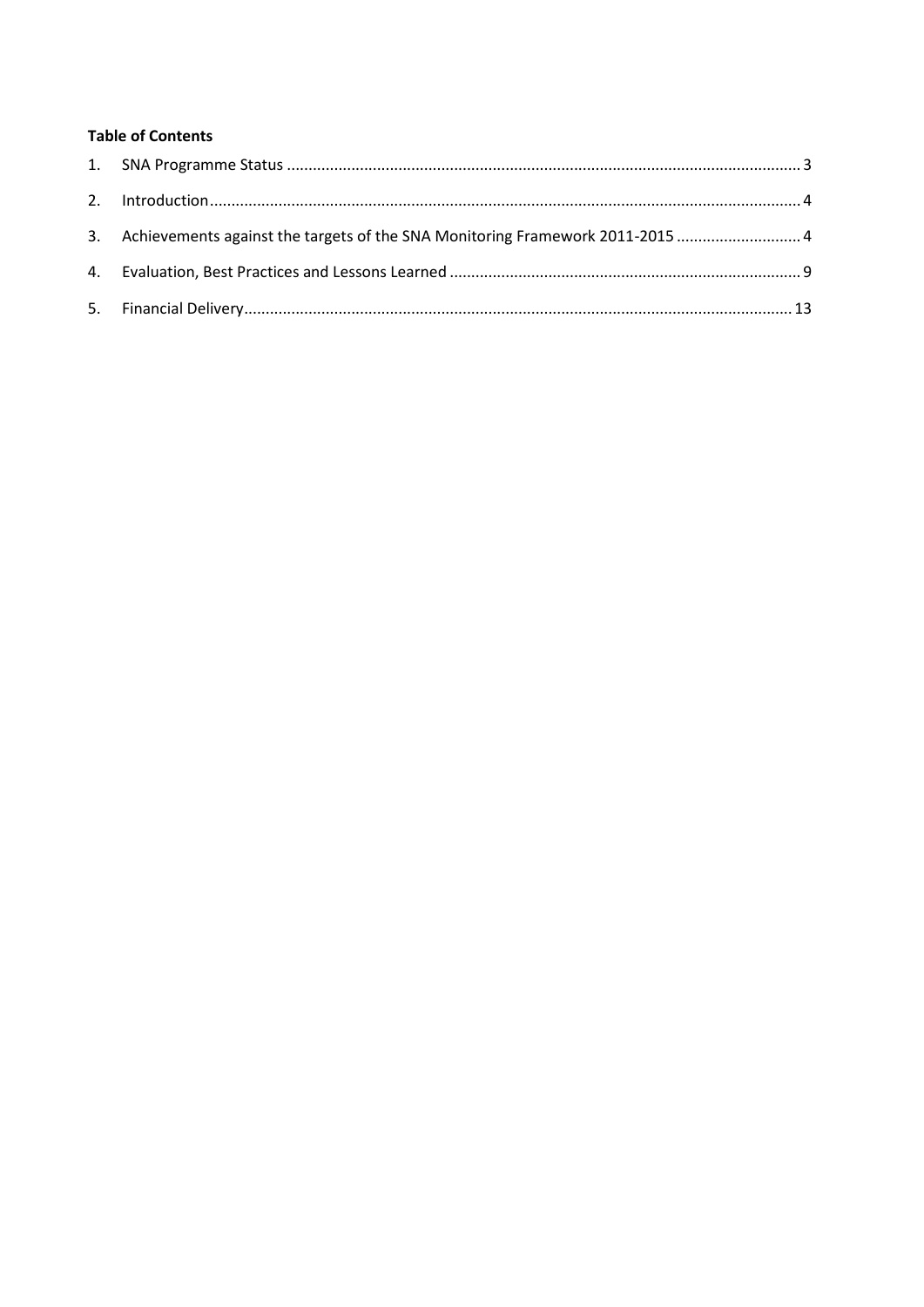**Table of Contents**

1. SNA Programme Status ........................................................................................................................ 3
2. Introduction........................................................................................................................................... 4
3. Achievements against the targets of the SNA Monitoring Framework 2011-2015 ............................. 4
4. Evaluation, Best Practices and Lessons Learned .................................................................................. 9
5. Financial Delivery................................................................................................................................. 13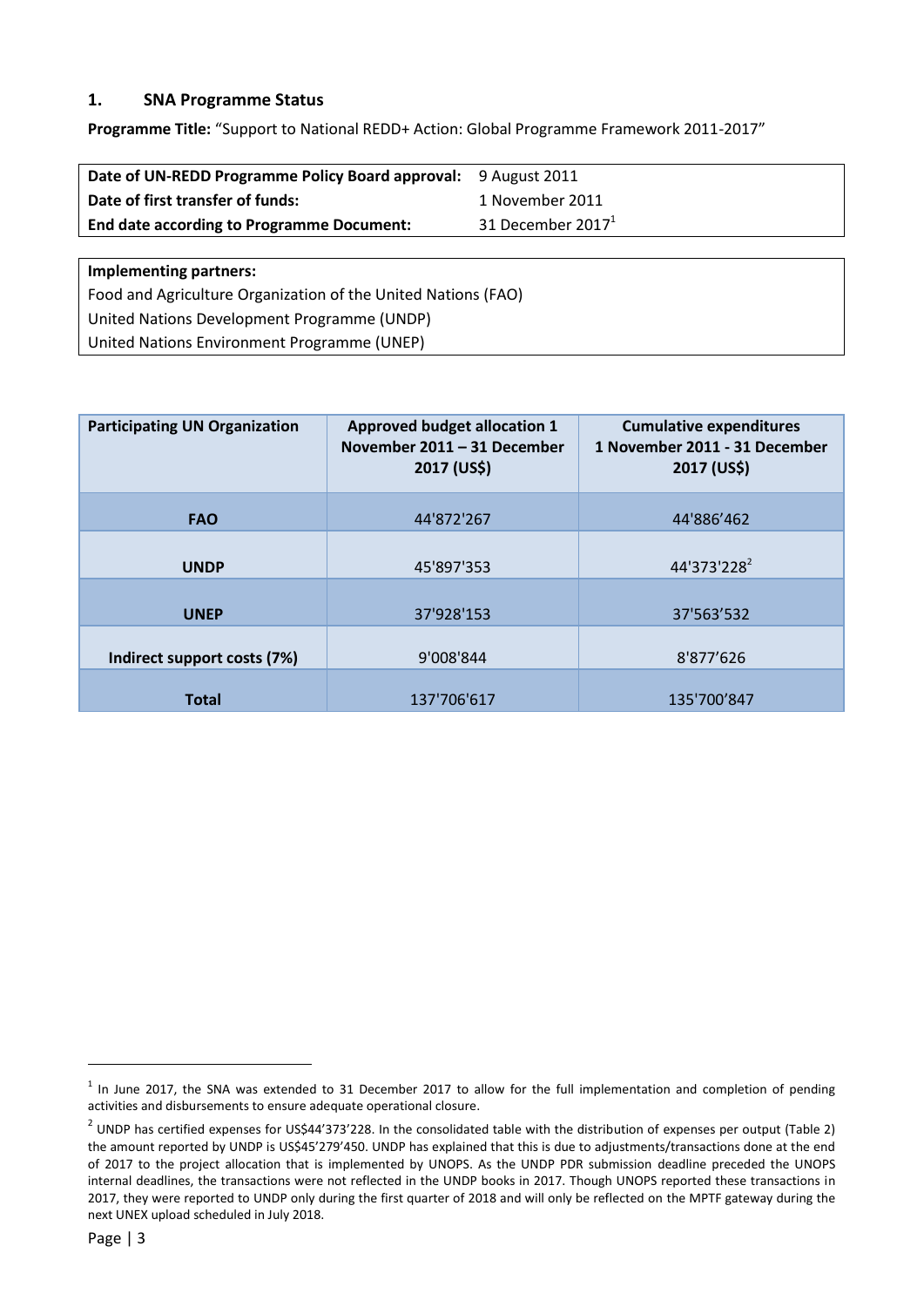## 1. SNA Programme Status

**Programme Title:** "Support to National REDD+ Action: Global Programme Framework 2011-2017"

| | |
|---|---|
| **Date of UN-REDD Programme Policy Board approval:** | 9 August 2011 |
| **Date of first transfer of funds:** | 1 November 2011 |
| **End date according to Programme Document:** | 31 December 2017[1] |

| **Implementing partners:** |
|---|
| Food and Agriculture Organization of the United Nations (FAO) |
| United Nations Development Programme (UNDP) |
| United Nations Environment Programme (UNEP) |

| Participating UN Organization | Approved budget allocation 1 November 2011 – 31 December 2017 (US$) | Cumulative expenditures 1 November 2011 - 31 December 2017 (US$) |
|---|---|---|
| **FAO** | 44'872'267 | 44'886'462 |
| **UNDP** | 45'897'353 | 44'373'228[2] |
| **UNEP** | 37'928'153 | 37'563'532 |
| **Indirect support costs (7%)** | 9'008'844 | 8'877'626 |
| **Total** | 137'706'617 | 135'700'847 |

[1] In June 2017, the SNA was extended to 31 December 2017 to allow for the full implementation and completion of pending activities and disbursements to ensure adequate operational closure.

[2] UNDP has certified expenses for US$44'373'228. In the consolidated table with the distribution of expenses per output (Table 2) the amount reported by UNDP is US$45'279'450. UNDP has explained that this is due to adjustments/transactions done at the end of 2017 to the project allocation that is implemented by UNOPS. As the UNDP PDR submission deadline preceded the UNOPS internal deadlines, the transactions were not reflected in the UNDP books in 2017. Though UNOPS reported these transactions in 2017, they were reported to UNDP only during the first quarter of 2018 and will only be reflected on the MPTF gateway during the next UNEX upload scheduled in July 2018.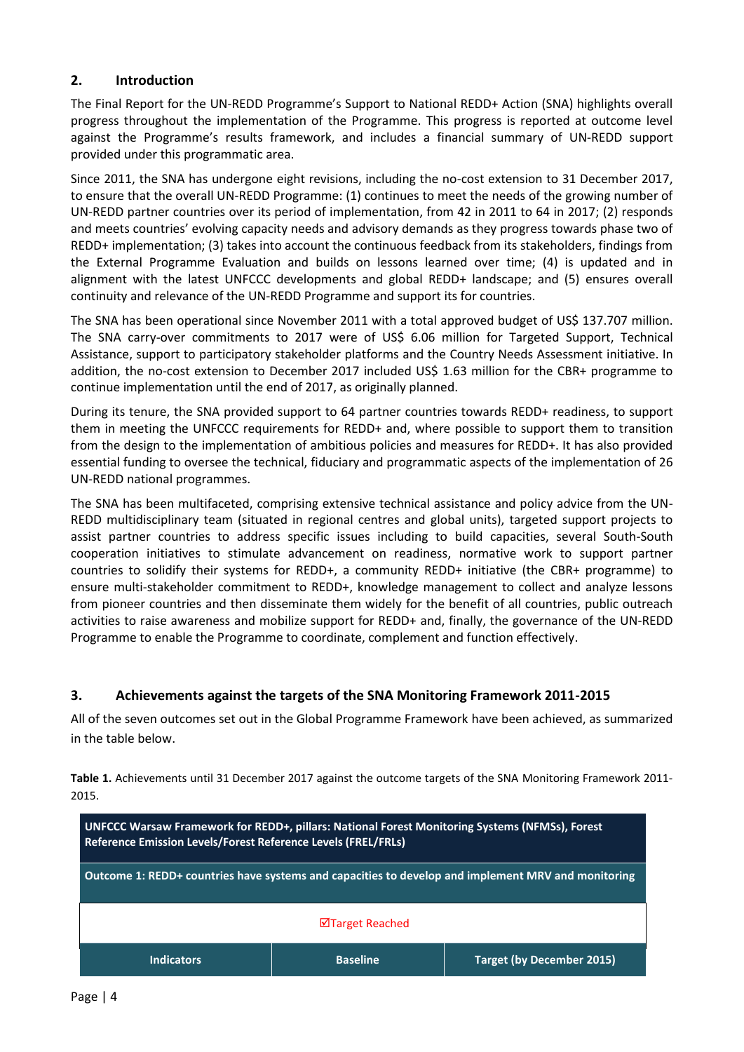## 2. Introduction

The Final Report for the UN-REDD Programme's Support to National REDD+ Action (SNA) highlights overall progress throughout the implementation of the Programme. This progress is reported at outcome level against the Programme's results framework, and includes a financial summary of UN-REDD support provided under this programmatic area.

Since 2011, the SNA has undergone eight revisions, including the no-cost extension to 31 December 2017, to ensure that the overall UN-REDD Programme: (1) continues to meet the needs of the growing number of UN-REDD partner countries over its period of implementation, from 42 in 2011 to 64 in 2017; (2) responds and meets countries' evolving capacity needs and advisory demands as they progress towards phase two of REDD+ implementation; (3) takes into account the continuous feedback from its stakeholders, findings from the External Programme Evaluation and builds on lessons learned over time; (4) is updated and in alignment with the latest UNFCCC developments and global REDD+ landscape; and (5) ensures overall continuity and relevance of the UN-REDD Programme and support its for countries.

The SNA has been operational since November 2011 with a total approved budget of US$ 137.707 million. The SNA carry-over commitments to 2017 were of US$ 6.06 million for Targeted Support, Technical Assistance, support to participatory stakeholder platforms and the Country Needs Assessment initiative. In addition, the no-cost extension to December 2017 included US$ 1.63 million for the CBR+ programme to continue implementation until the end of 2017, as originally planned.

During its tenure, the SNA provided support to 64 partner countries towards REDD+ readiness, to support them in meeting the UNFCCC requirements for REDD+ and, where possible to support them to transition from the design to the implementation of ambitious policies and measures for REDD+. It has also provided essential funding to oversee the technical, fiduciary and programmatic aspects of the implementation of 26 UN-REDD national programmes.

The SNA has been multifaceted, comprising extensive technical assistance and policy advice from the UN-REDD multidisciplinary team (situated in regional centres and global units), targeted support projects to assist partner countries to address specific issues including to build capacities, several South-South cooperation initiatives to stimulate advancement on readiness, normative work to support partner countries to solidify their systems for REDD+, a community REDD+ initiative (the CBR+ programme) to ensure multi-stakeholder commitment to REDD+, knowledge management to collect and analyze lessons from pioneer countries and then disseminate them widely for the benefit of all countries, public outreach activities to raise awareness and mobilize support for REDD+ and, finally, the governance of the UN-REDD Programme to enable the Programme to coordinate, complement and function effectively.

## 3. Achievements against the targets of the SNA Monitoring Framework 2011-2015

All of the seven outcomes set out in the Global Programme Framework have been achieved, as summarized in the table below.

**Table 1.** Achievements until 31 December 2017 against the outcome targets of the SNA Monitoring Framework 2011-2015.

| **UNFCCC Warsaw Framework for REDD+, pillars: National Forest Monitoring Systems (NFMSs), Forest Reference Emission Levels/Forest Reference Levels (FREL/FRLs)** | | |
|---|---|---|
| **Outcome 1: REDD+ countries have systems and capacities to develop and implement MRV and monitoring** | | |
| ☑Target Reached | | |
| **Indicators** | **Baseline** | **Target (by December 2015)** |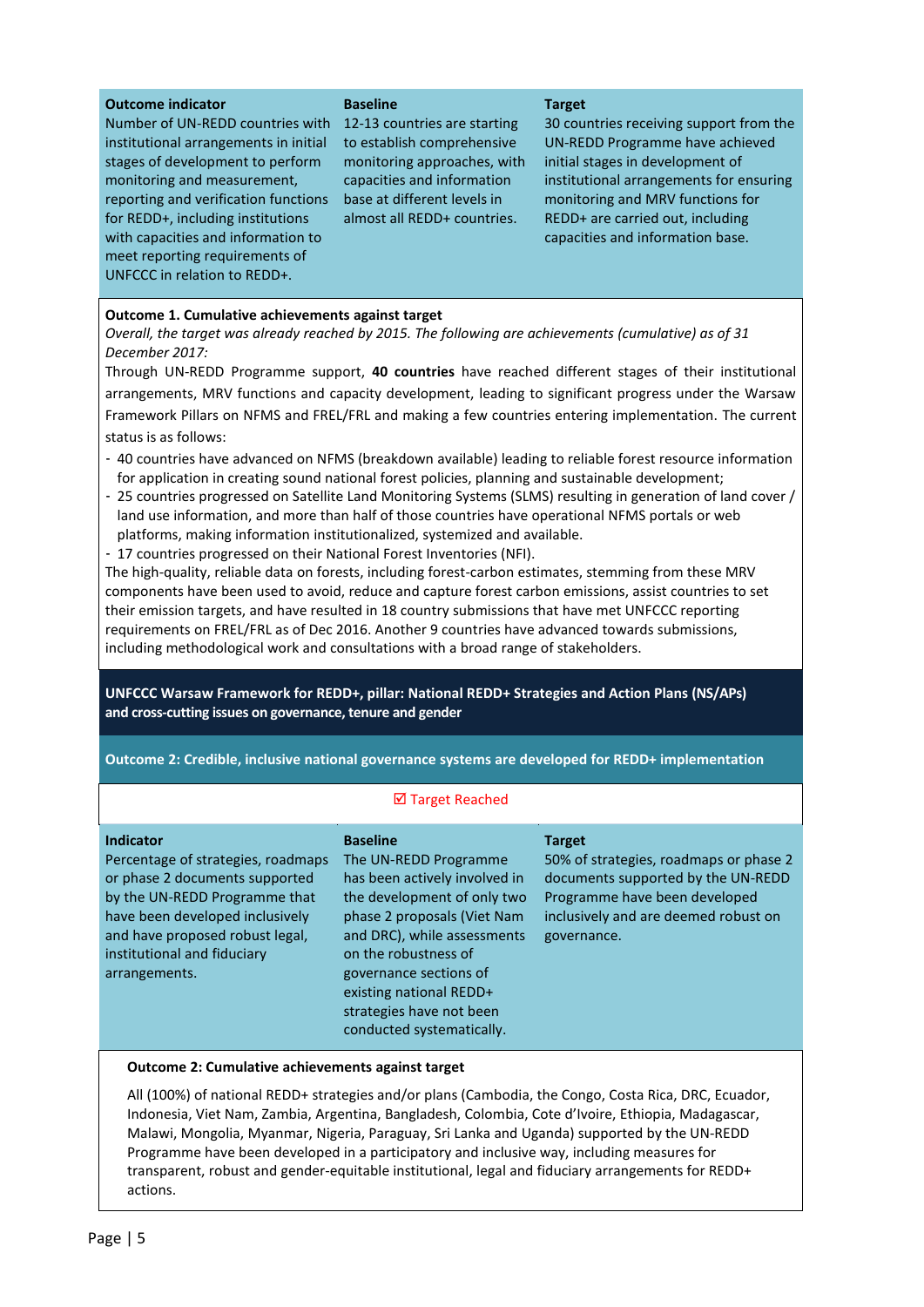| Outcome indicator | Baseline | Target |
|---|---|---|
| Number of UN-REDD countries with institutional arrangements in initial stages of development to perform monitoring and measurement, reporting and verification functions for REDD+, including institutions with capacities and information to meet reporting requirements of UNFCCC in relation to REDD+. | 12-13 countries are starting to establish comprehensive monitoring approaches, with capacities and information base at different levels in almost all REDD+ countries. | 30 countries receiving support from the UN-REDD Programme have achieved initial stages in development of institutional arrangements for ensuring monitoring and MRV functions for REDD+ are carried out, including capacities and information base. |

**Outcome 1. Cumulative achievements against target**

*Overall, the target was already reached by 2015. The following are achievements (cumulative) as of 31 December 2017:*

Through UN-REDD Programme support, **40 countries** have reached different stages of their institutional arrangements, MRV functions and capacity development, leading to significant progress under the Warsaw Framework Pillars on NFMS and FREL/FRL and making a few countries entering implementation. The current status is as follows:

- 40 countries have advanced on NFMS (breakdown available) leading to reliable forest resource information for application in creating sound national forest policies, planning and sustainable development;
- 25 countries progressed on Satellite Land Monitoring Systems (SLMS) resulting in generation of land cover / land use information, and more than half of those countries have operational NFMS portals or web platforms, making information institutionalized, systemized and available.
- 17 countries progressed on their National Forest Inventories (NFI).

The high-quality, reliable data on forests, including forest-carbon estimates, stemming from these MRV components have been used to avoid, reduce and capture forest carbon emissions, assist countries to set their emission targets, and have resulted in 18 country submissions that have met UNFCCC reporting requirements on FREL/FRL as of Dec 2016. Another 9 countries have advanced towards submissions, including methodological work and consultations with a broad range of stakeholders.

**UNFCCC Warsaw Framework for REDD+, pillar: National REDD+ Strategies and Action Plans (NS/APs) and cross-cutting issues on governance, tenure and gender**

**Outcome 2: Credible, inclusive national governance systems are developed for REDD+ implementation**

☑ Target Reached

| Indicator | Baseline | Target |
|---|---|---|
| Percentage of strategies, roadmaps or phase 2 documents supported by the UN-REDD Programme that have been developed inclusively and have proposed robust legal, institutional and fiduciary arrangements. | The UN-REDD Programme has been actively involved in the development of only two phase 2 proposals (Viet Nam and DRC), while assessments on the robustness of governance sections of existing national REDD+ strategies have not been conducted systematically. | 50% of strategies, roadmaps or phase 2 documents supported by the UN-REDD Programme have been developed inclusively and are deemed robust on governance. |

**Outcome 2: Cumulative achievements against target**

All (100%) of national REDD+ strategies and/or plans (Cambodia, the Congo, Costa Rica, DRC, Ecuador, Indonesia, Viet Nam, Zambia, Argentina, Bangladesh, Colombia, Cote d'Ivoire, Ethiopia, Madagascar, Malawi, Mongolia, Myanmar, Nigeria, Paraguay, Sri Lanka and Uganda) supported by the UN-REDD Programme have been developed in a participatory and inclusive way, including measures for transparent, robust and gender-equitable institutional, legal and fiduciary arrangements for REDD+ actions.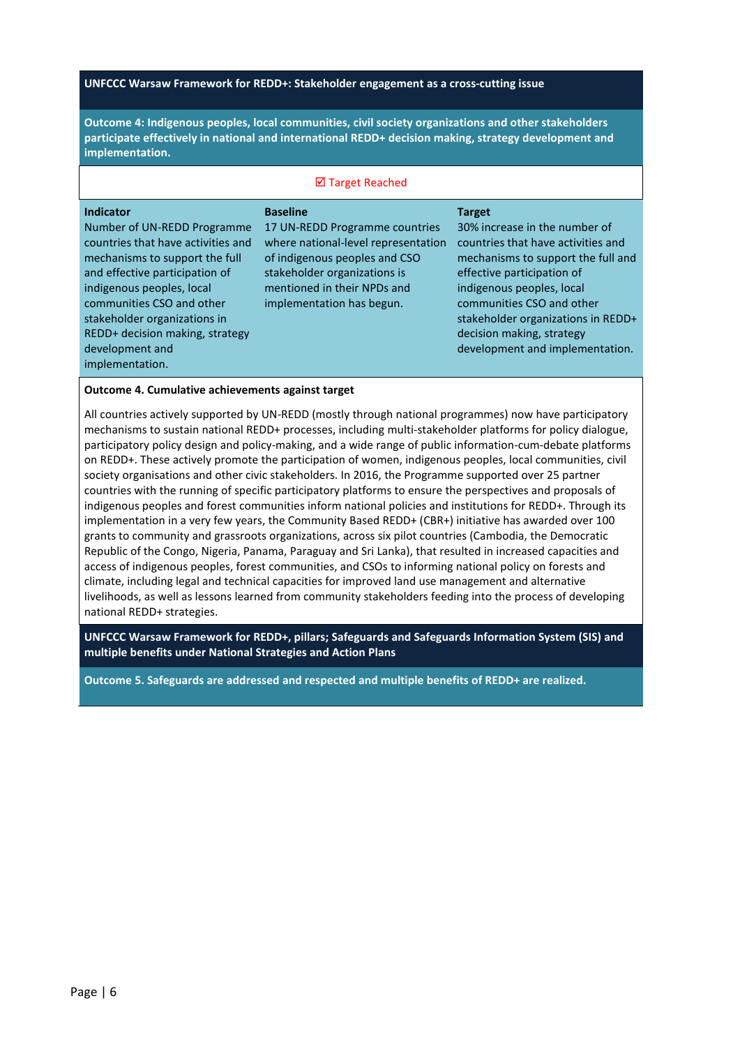**UNFCCC Warsaw Framework for REDD+: Stakeholder engagement as a cross-cutting issue**

**Outcome 4: Indigenous peoples, local communities, civil society organizations and other stakeholders participate effectively in national and international REDD+ decision making, strategy development and implementation.**

☑ Target Reached

| Indicator | Baseline | Target |
|---|---|---|
| Number of UN-REDD Programme countries that have activities and mechanisms to support the full and effective participation of indigenous peoples, local communities CSO and other stakeholder organizations in REDD+ decision making, strategy development and implementation. | 17 UN-REDD Programme countries where national-level representation of indigenous peoples and CSO stakeholder organizations is mentioned in their NPDs and implementation has begun. | 30% increase in the number of countries that have activities and mechanisms to support the full and effective participation of indigenous peoples, local communities CSO and other stakeholder organizations in REDD+ decision making, strategy development and implementation. |

**Outcome 4. Cumulative achievements against target**

All countries actively supported by UN-REDD (mostly through national programmes) now have participatory mechanisms to sustain national REDD+ processes, including multi-stakeholder platforms for policy dialogue, participatory policy design and policy-making, and a wide range of public information-cum-debate platforms on REDD+. These actively promote the participation of women, indigenous peoples, local communities, civil society organisations and other civic stakeholders. In 2016, the Programme supported over 25 partner countries with the running of specific participatory platforms to ensure the perspectives and proposals of indigenous peoples and forest communities inform national policies and institutions for REDD+. Through its implementation in a very few years, the Community Based REDD+ (CBR+) initiative has awarded over 100 grants to community and grassroots organizations, across six pilot countries (Cambodia, the Democratic Republic of the Congo, Nigeria, Panama, Paraguay and Sri Lanka), that resulted in increased capacities and access of indigenous peoples, forest communities, and CSOs to informing national policy on forests and climate, including legal and technical capacities for improved land use management and alternative livelihoods, as well as lessons learned from community stakeholders feeding into the process of developing national REDD+ strategies.

**UNFCCC Warsaw Framework for REDD+, pillars; Safeguards and Safeguards Information System (SIS) and multiple benefits under National Strategies and Action Plans**

**Outcome 5. Safeguards are addressed and respected and multiple benefits of REDD+ are realized.**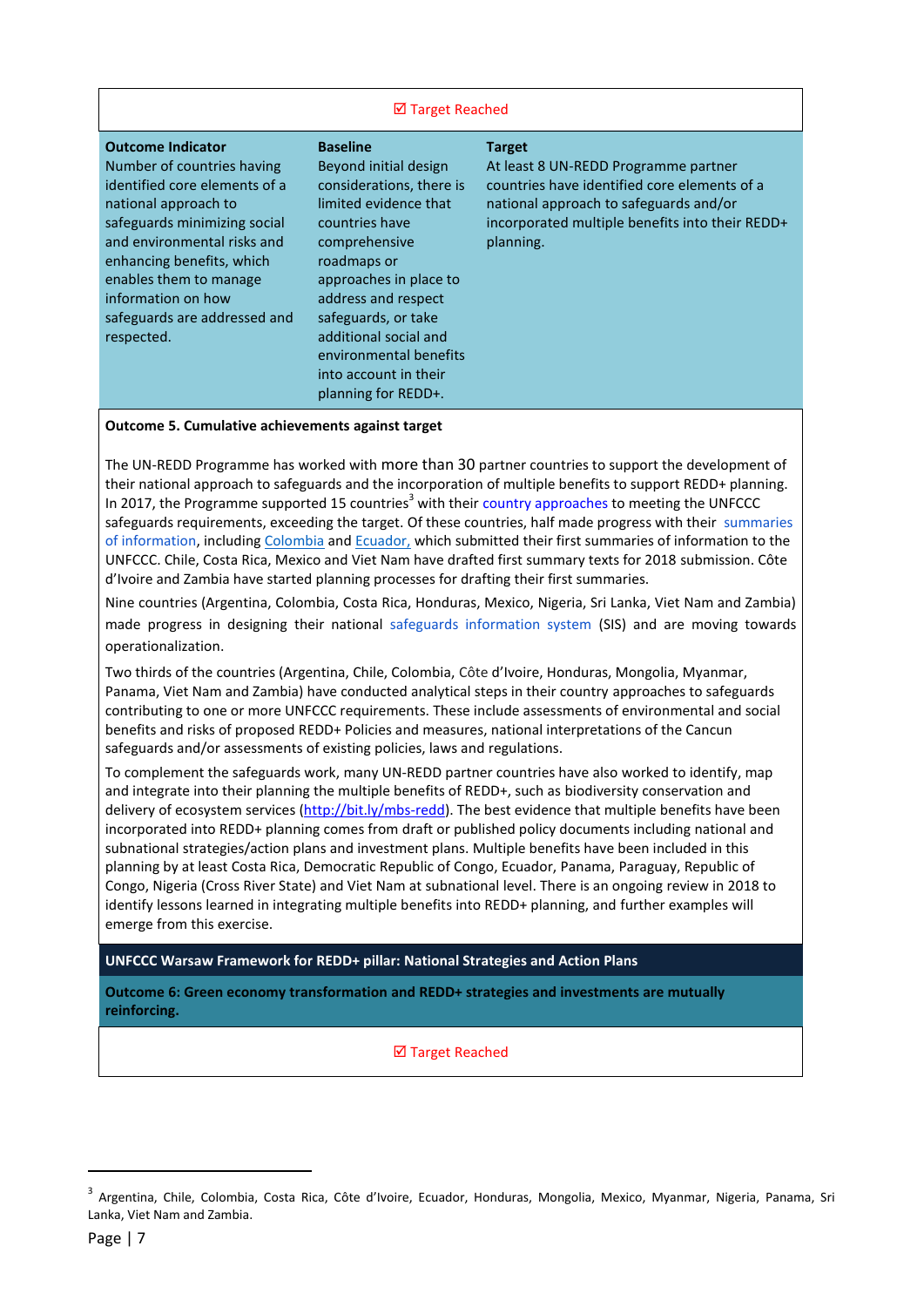☑ Target Reached

| Outcome Indicator | Baseline | Target |
|---|---|---|
| Number of countries having identified core elements of a national approach to safeguards minimizing social and environmental risks and enhancing benefits, which enables them to manage information on how safeguards are addressed and respected. | Beyond initial design considerations, there is limited evidence that countries have comprehensive roadmaps or approaches in place to address and respect safeguards, or take additional social and environmental benefits into account in their planning for REDD+. | At least 8 UN-REDD Programme partner countries have identified core elements of a national approach to safeguards and/or incorporated multiple benefits into their REDD+ planning. |

**Outcome 5. Cumulative achievements against target**

The UN-REDD Programme has worked with more than 30 partner countries to support the development of their national approach to safeguards and the incorporation of multiple benefits to support REDD+ planning. In 2017, the Programme supported 15 countries[3] with their country approaches to meeting the UNFCCC safeguards requirements, exceeding the target. Of these countries, half made progress with their summaries of information, including Colombia and Ecuador, which submitted their first summaries of information to the UNFCCC. Chile, Costa Rica, Mexico and Viet Nam have drafted first summary texts for 2018 submission. Côte d'Ivoire and Zambia have started planning processes for drafting their first summaries.

Nine countries (Argentina, Colombia, Costa Rica, Honduras, Mexico, Nigeria, Sri Lanka, Viet Nam and Zambia) made progress in designing their national safeguards information system (SIS) and are moving towards operationalization.

Two thirds of the countries (Argentina, Chile, Colombia, Côte d'Ivoire, Honduras, Mongolia, Myanmar, Panama, Viet Nam and Zambia) have conducted analytical steps in their country approaches to safeguards contributing to one or more UNFCCC requirements. These include assessments of environmental and social benefits and risks of proposed REDD+ Policies and measures, national interpretations of the Cancun safeguards and/or assessments of existing policies, laws and regulations.

To complement the safeguards work, many UN-REDD partner countries have also worked to identify, map and integrate into their planning the multiple benefits of REDD+, such as biodiversity conservation and delivery of ecosystem services (http://bit.ly/mbs-redd). The best evidence that multiple benefits have been incorporated into REDD+ planning comes from draft or published policy documents including national and subnational strategies/action plans and investment plans. Multiple benefits have been included in this planning by at least Costa Rica, Democratic Republic of Congo, Ecuador, Panama, Paraguay, Republic of Congo, Nigeria (Cross River State) and Viet Nam at subnational level. There is an ongoing review in 2018 to identify lessons learned in integrating multiple benefits into REDD+ planning, and further examples will emerge from this exercise.

**UNFCCC Warsaw Framework for REDD+ pillar: National Strategies and Action Plans**

**Outcome 6: Green economy transformation and REDD+ strategies and investments are mutually reinforcing.**

☑ Target Reached

[3] Argentina, Chile, Colombia, Costa Rica, Côte d'Ivoire, Ecuador, Honduras, Mongolia, Mexico, Myanmar, Nigeria, Panama, Sri Lanka, Viet Nam and Zambia.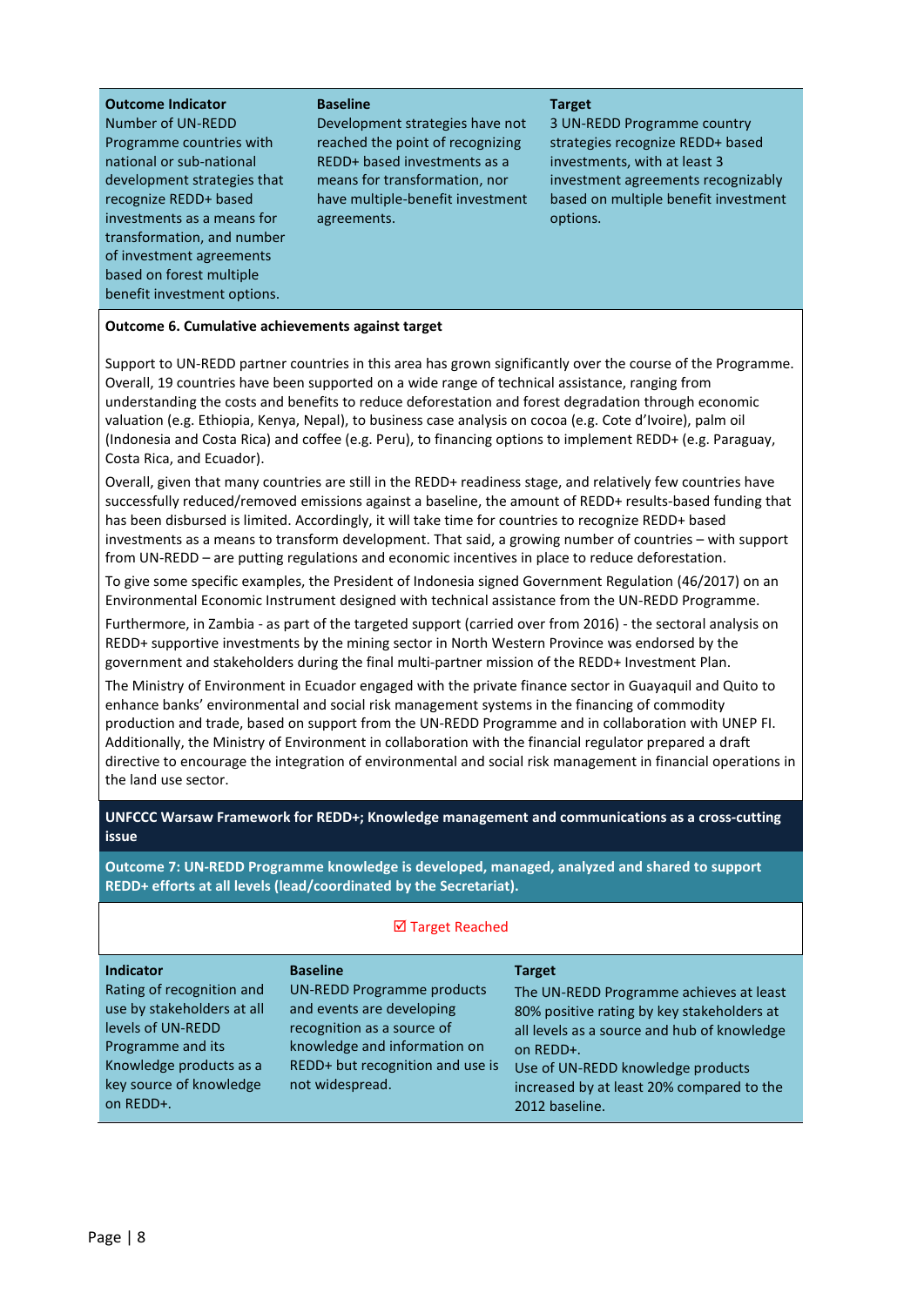| Outcome Indicator | Baseline | Target |
| --- | --- | --- |
| Number of UN-REDD Programme countries with national or sub-national development strategies that recognize REDD+ based investments as a means for transformation, and number of investment agreements based on forest multiple benefit investment options. | Development strategies have not reached the point of recognizing REDD+ based investments as a means for transformation, nor have multiple-benefit investment agreements. | 3 UN-REDD Programme country strategies recognize REDD+ based investments, with at least 3 investment agreements recognizably based on multiple benefit investment options. |

**Outcome 6. Cumulative achievements against target**

Support to UN-REDD partner countries in this area has grown significantly over the course of the Programme. Overall, 19 countries have been supported on a wide range of technical assistance, ranging from understanding the costs and benefits to reduce deforestation and forest degradation through economic valuation (e.g. Ethiopia, Kenya, Nepal), to business case analysis on cocoa (e.g. Cote d'Ivoire), palm oil (Indonesia and Costa Rica) and coffee (e.g. Peru), to financing options to implement REDD+ (e.g. Paraguay, Costa Rica, and Ecuador).

Overall, given that many countries are still in the REDD+ readiness stage, and relatively few countries have successfully reduced/removed emissions against a baseline, the amount of REDD+ results-based funding that has been disbursed is limited. Accordingly, it will take time for countries to recognize REDD+ based investments as a means to transform development. That said, a growing number of countries – with support from UN-REDD – are putting regulations and economic incentives in place to reduce deforestation.

To give some specific examples, the President of Indonesia signed Government Regulation (46/2017) on an Environmental Economic Instrument designed with technical assistance from the UN-REDD Programme.

Furthermore, in Zambia - as part of the targeted support (carried over from 2016) - the sectoral analysis on REDD+ supportive investments by the mining sector in North Western Province was endorsed by the government and stakeholders during the final multi-partner mission of the REDD+ Investment Plan.

The Ministry of Environment in Ecuador engaged with the private finance sector in Guayaquil and Quito to enhance banks' environmental and social risk management systems in the financing of commodity production and trade, based on support from the UN-REDD Programme and in collaboration with UNEP FI. Additionally, the Ministry of Environment in collaboration with the financial regulator prepared a draft directive to encourage the integration of environmental and social risk management in financial operations in the land use sector.

**UNFCCC Warsaw Framework for REDD+; Knowledge management and communications as a cross-cutting issue**

**Outcome 7: UN-REDD Programme knowledge is developed, managed, analyzed and shared to support REDD+ efforts at all levels (lead/coordinated by the Secretariat).**

☑ Target Reached

| Indicator | Baseline | Target |
| --- | --- | --- |
| Rating of recognition and use by stakeholders at all levels of UN-REDD Programme and its Knowledge products as a key source of knowledge on REDD+. | UN-REDD Programme products and events are developing recognition as a source of knowledge and information on REDD+ but recognition and use is not widespread. | The UN-REDD Programme achieves at least 80% positive rating by key stakeholders at all levels as a source and hub of knowledge on REDD+.<br>Use of UN-REDD knowledge products increased by at least 20% compared to the 2012 baseline. |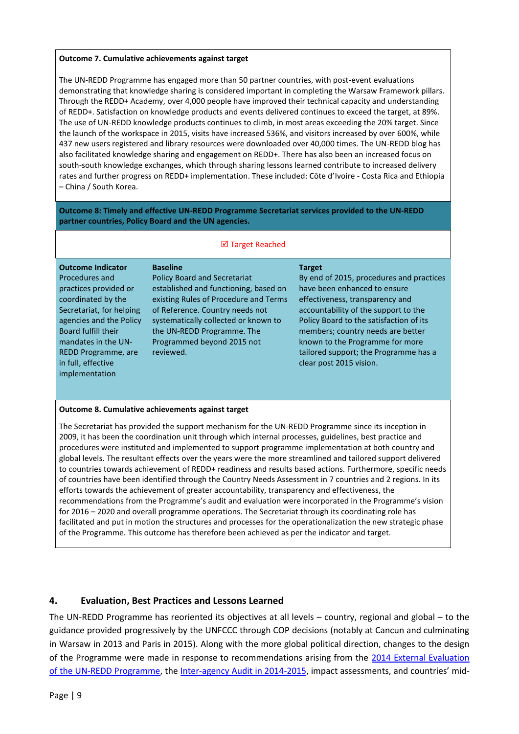**Outcome 7. Cumulative achievements against target**

The UN-REDD Programme has engaged more than 50 partner countries, with post-event evaluations demonstrating that knowledge sharing is considered important in completing the Warsaw Framework pillars. Through the REDD+ Academy, over 4,000 people have improved their technical capacity and understanding of REDD+. Satisfaction on knowledge products and events delivered continues to exceed the target, at 89%. The use of UN-REDD knowledge products continues to climb, in most areas exceeding the 20% target. Since the launch of the workspace in 2015, visits have increased 536%, and visitors increased by over 600%, while 437 new users registered and library resources were downloaded over 40,000 times. The UN-REDD blog has also facilitated knowledge sharing and engagement on REDD+. There has also been an increased focus on south-south knowledge exchanges, which through sharing lessons learned contribute to increased delivery rates and further progress on REDD+ implementation. These included: Côte d'Ivoire - Costa Rica and Ethiopia – China / South Korea.

**Outcome 8: Timely and effective UN-REDD Programme Secretariat services provided to the UN-REDD partner countries, Policy Board and the UN agencies.**

☑ Target Reached

| Outcome Indicator | Baseline | Target |
|---|---|---|
| Procedures and practices provided or coordinated by the Secretariat, for helping agencies and the Policy Board fulfill their mandates in the UN-REDD Programme, are in full, effective implementation | Policy Board and Secretariat established and functioning, based on existing Rules of Procedure and Terms of Reference. Country needs not systematically collected or known to the UN-REDD Programme. The Programmed beyond 2015 not reviewed. | By end of 2015, procedures and practices have been enhanced to ensure effectiveness, transparency and accountability of the support to the Policy Board to the satisfaction of its members; country needs are better known to the Programme for more tailored support; the Programme has a clear post 2015 vision. |

**Outcome 8. Cumulative achievements against target**

The Secretariat has provided the support mechanism for the UN-REDD Programme since its inception in 2009, it has been the coordination unit through which internal processes, guidelines, best practice and procedures were instituted and implemented to support programme implementation at both country and global levels. The resultant effects over the years were the more streamlined and tailored support delivered to countries towards achievement of REDD+ readiness and results based actions. Furthermore, specific needs of countries have been identified through the Country Needs Assessment in 7 countries and 2 regions. In its efforts towards the achievement of greater accountability, transparency and effectiveness, the recommendations from the Programme's audit and evaluation were incorporated in the Programme's vision for 2016 – 2020 and overall programme operations. The Secretariat through its coordinating role has facilitated and put in motion the structures and processes for the operationalization the new strategic phase of the Programme. This outcome has therefore been achieved as per the indicator and target.

## 4. Evaluation, Best Practices and Lessons Learned

The UN-REDD Programme has reoriented its objectives at all levels – country, regional and global – to the guidance provided progressively by the UNFCCC through COP decisions (notably at Cancun and culminating in Warsaw in 2013 and Paris in 2015). Along with the more global political direction, changes to the design of the Programme were made in response to recommendations arising from the 2014 External Evaluation of the UN-REDD Programme, the Inter-agency Audit in 2014-2015, impact assessments, and countries' mid-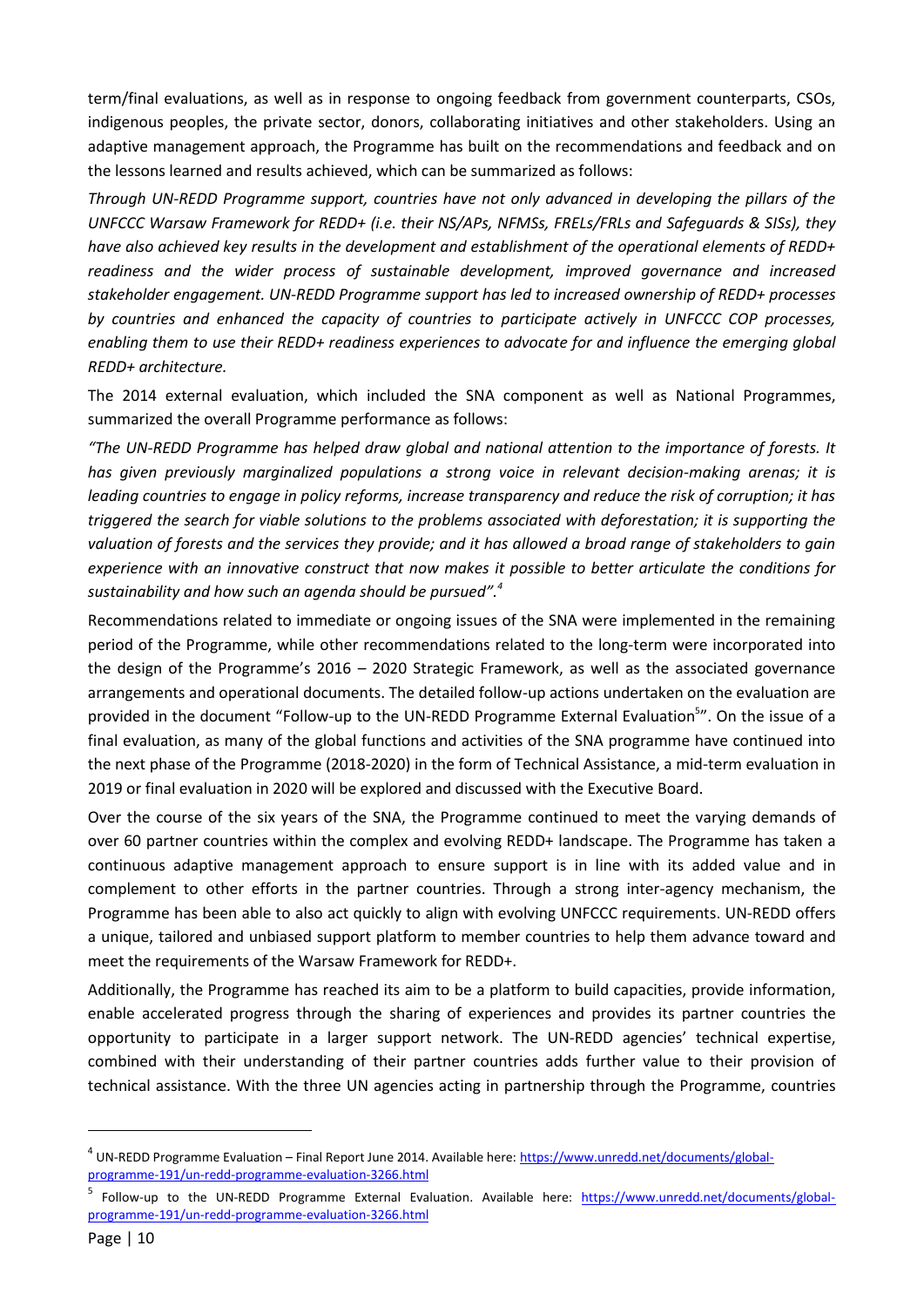term/final evaluations, as well as in response to ongoing feedback from government counterparts, CSOs, indigenous peoples, the private sector, donors, collaborating initiatives and other stakeholders. Using an adaptive management approach, the Programme has built on the recommendations and feedback and on the lessons learned and results achieved, which can be summarized as follows:

*Through UN-REDD Programme support, countries have not only advanced in developing the pillars of the UNFCCC Warsaw Framework for REDD+ (i.e. their NS/APs, NFMSs, FRELs/FRLs and Safeguards & SISs), they have also achieved key results in the development and establishment of the operational elements of REDD+ readiness and the wider process of sustainable development, improved governance and increased stakeholder engagement. UN-REDD Programme support has led to increased ownership of REDD+ processes by countries and enhanced the capacity of countries to participate actively in UNFCCC COP processes, enabling them to use their REDD+ readiness experiences to advocate for and influence the emerging global REDD+ architecture.*

The 2014 external evaluation, which included the SNA component as well as National Programmes, summarized the overall Programme performance as follows:

*"The UN-REDD Programme has helped draw global and national attention to the importance of forests. It has given previously marginalized populations a strong voice in relevant decision-making arenas; it is leading countries to engage in policy reforms, increase transparency and reduce the risk of corruption; it has triggered the search for viable solutions to the problems associated with deforestation; it is supporting the valuation of forests and the services they provide; and it has allowed a broad range of stakeholders to gain experience with an innovative construct that now makes it possible to better articulate the conditions for sustainability and how such an agenda should be pursued".*[4]

Recommendations related to immediate or ongoing issues of the SNA were implemented in the remaining period of the Programme, while other recommendations related to the long-term were incorporated into the design of the Programme's 2016 – 2020 Strategic Framework, as well as the associated governance arrangements and operational documents. The detailed follow-up actions undertaken on the evaluation are provided in the document "Follow-up to the UN-REDD Programme External Evaluation[5]". On the issue of a final evaluation, as many of the global functions and activities of the SNA programme have continued into the next phase of the Programme (2018-2020) in the form of Technical Assistance, a mid-term evaluation in 2019 or final evaluation in 2020 will be explored and discussed with the Executive Board.

Over the course of the six years of the SNA, the Programme continued to meet the varying demands of over 60 partner countries within the complex and evolving REDD+ landscape. The Programme has taken a continuous adaptive management approach to ensure support is in line with its added value and in complement to other efforts in the partner countries. Through a strong inter-agency mechanism, the Programme has been able to also act quickly to align with evolving UNFCCC requirements. UN-REDD offers a unique, tailored and unbiased support platform to member countries to help them advance toward and meet the requirements of the Warsaw Framework for REDD+.

Additionally, the Programme has reached its aim to be a platform to build capacities, provide information, enable accelerated progress through the sharing of experiences and provides its partner countries the opportunity to participate in a larger support network. The UN-REDD agencies' technical expertise, combined with their understanding of their partner countries adds further value to their provision of technical assistance. With the three UN agencies acting in partnership through the Programme, countries

---

[4] UN-REDD Programme Evaluation – Final Report June 2014. Available here: https://www.unredd.net/documents/global-programme-191/un-redd-programme-evaluation-3266.html

[5] Follow-up to the UN-REDD Programme External Evaluation. Available here: https://www.unredd.net/documents/global-programme-191/un-redd-programme-evaluation-3266.html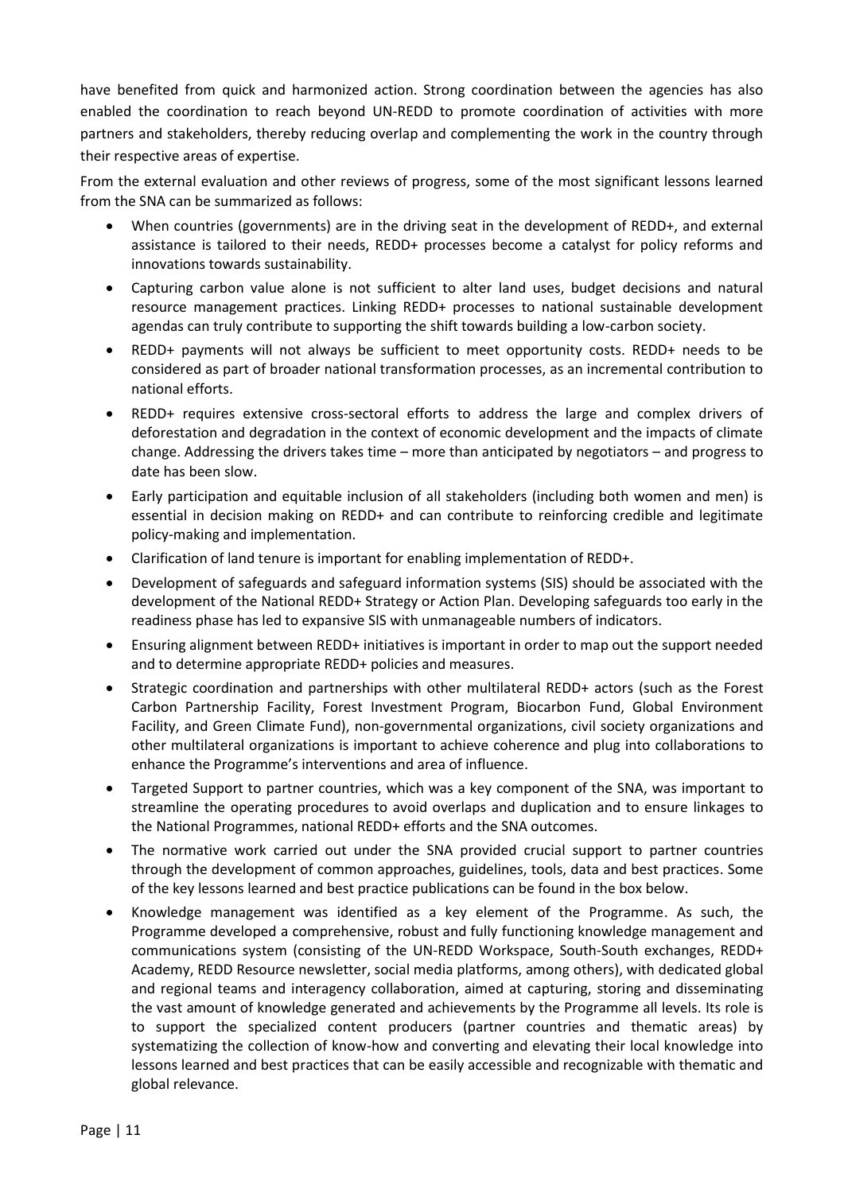have benefited from quick and harmonized action. Strong coordination between the agencies has also enabled the coordination to reach beyond UN-REDD to promote coordination of activities with more partners and stakeholders, thereby reducing overlap and complementing the work in the country through their respective areas of expertise.

From the external evaluation and other reviews of progress, some of the most significant lessons learned from the SNA can be summarized as follows:

- When countries (governments) are in the driving seat in the development of REDD+, and external assistance is tailored to their needs, REDD+ processes become a catalyst for policy reforms and innovations towards sustainability.
- Capturing carbon value alone is not sufficient to alter land uses, budget decisions and natural resource management practices. Linking REDD+ processes to national sustainable development agendas can truly contribute to supporting the shift towards building a low-carbon society.
- REDD+ payments will not always be sufficient to meet opportunity costs. REDD+ needs to be considered as part of broader national transformation processes, as an incremental contribution to national efforts.
- REDD+ requires extensive cross-sectoral efforts to address the large and complex drivers of deforestation and degradation in the context of economic development and the impacts of climate change. Addressing the drivers takes time – more than anticipated by negotiators – and progress to date has been slow.
- Early participation and equitable inclusion of all stakeholders (including both women and men) is essential in decision making on REDD+ and can contribute to reinforcing credible and legitimate policy-making and implementation.
- Clarification of land tenure is important for enabling implementation of REDD+.
- Development of safeguards and safeguard information systems (SIS) should be associated with the development of the National REDD+ Strategy or Action Plan. Developing safeguards too early in the readiness phase has led to expansive SIS with unmanageable numbers of indicators.
- Ensuring alignment between REDD+ initiatives is important in order to map out the support needed and to determine appropriate REDD+ policies and measures.
- Strategic coordination and partnerships with other multilateral REDD+ actors (such as the Forest Carbon Partnership Facility, Forest Investment Program, Biocarbon Fund, Global Environment Facility, and Green Climate Fund), non-governmental organizations, civil society organizations and other multilateral organizations is important to achieve coherence and plug into collaborations to enhance the Programme's interventions and area of influence.
- Targeted Support to partner countries, which was a key component of the SNA, was important to streamline the operating procedures to avoid overlaps and duplication and to ensure linkages to the National Programmes, national REDD+ efforts and the SNA outcomes.
- The normative work carried out under the SNA provided crucial support to partner countries through the development of common approaches, guidelines, tools, data and best practices. Some of the key lessons learned and best practice publications can be found in the box below.
- Knowledge management was identified as a key element of the Programme. As such, the Programme developed a comprehensive, robust and fully functioning knowledge management and communications system (consisting of the UN-REDD Workspace, South-South exchanges, REDD+ Academy, REDD Resource newsletter, social media platforms, among others), with dedicated global and regional teams and interagency collaboration, aimed at capturing, storing and disseminating the vast amount of knowledge generated and achievements by the Programme all levels. Its role is to support the specialized content producers (partner countries and thematic areas) by systematizing the collection of know-how and converting and elevating their local knowledge into lessons learned and best practices that can be easily accessible and recognizable with thematic and global relevance.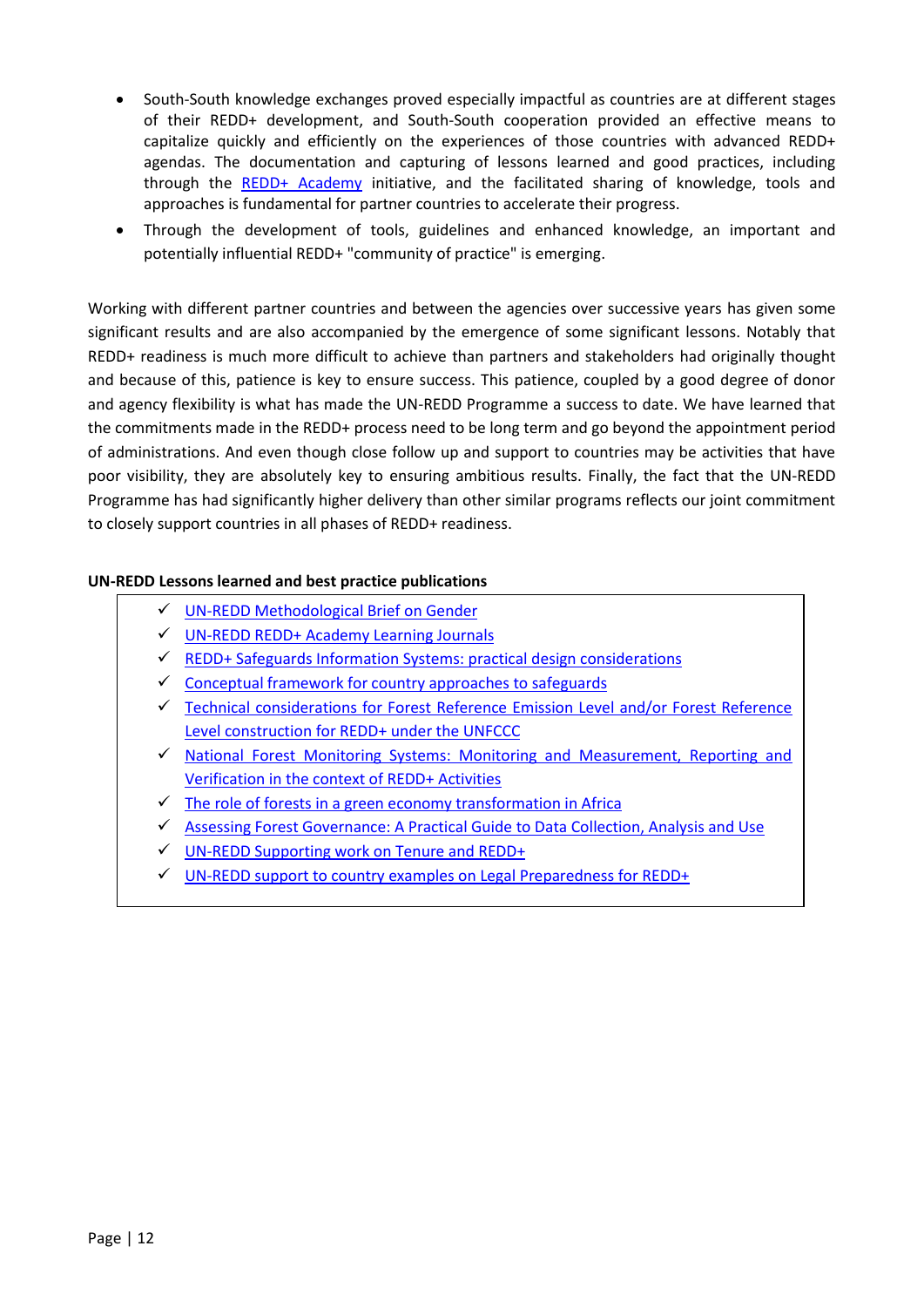- South-South knowledge exchanges proved especially impactful as countries are at different stages of their REDD+ development, and South-South cooperation provided an effective means to capitalize quickly and efficiently on the experiences of those countries with advanced REDD+ agendas. The documentation and capturing of lessons learned and good practices, including through the REDD+ Academy initiative, and the facilitated sharing of knowledge, tools and approaches is fundamental for partner countries to accelerate their progress.
- Through the development of tools, guidelines and enhanced knowledge, an important and potentially influential REDD+ "community of practice" is emerging.

Working with different partner countries and between the agencies over successive years has given some significant results and are also accompanied by the emergence of some significant lessons. Notably that REDD+ readiness is much more difficult to achieve than partners and stakeholders had originally thought and because of this, patience is key to ensure success. This patience, coupled by a good degree of donor and agency flexibility is what has made the UN-REDD Programme a success to date. We have learned that the commitments made in the REDD+ process need to be long term and go beyond the appointment period of administrations. And even though close follow up and support to countries may be activities that have poor visibility, they are absolutely key to ensuring ambitious results. Finally, the fact that the UN-REDD Programme has had significantly higher delivery than other similar programs reflects our joint commitment to closely support countries in all phases of REDD+ readiness.

**UN-REDD Lessons learned and best practice publications**

- ✓ UN-REDD Methodological Brief on Gender
- ✓ UN-REDD REDD+ Academy Learning Journals
- ✓ REDD+ Safeguards Information Systems: practical design considerations
- ✓ Conceptual framework for country approaches to safeguards
- ✓ Technical considerations for Forest Reference Emission Level and/or Forest Reference Level construction for REDD+ under the UNFCCC
- ✓ National Forest Monitoring Systems: Monitoring and Measurement, Reporting and Verification in the context of REDD+ Activities
- ✓ The role of forests in a green economy transformation in Africa
- ✓ Assessing Forest Governance: A Practical Guide to Data Collection, Analysis and Use
- ✓ UN-REDD Supporting work on Tenure and REDD+
- ✓ UN-REDD support to country examples on Legal Preparedness for REDD+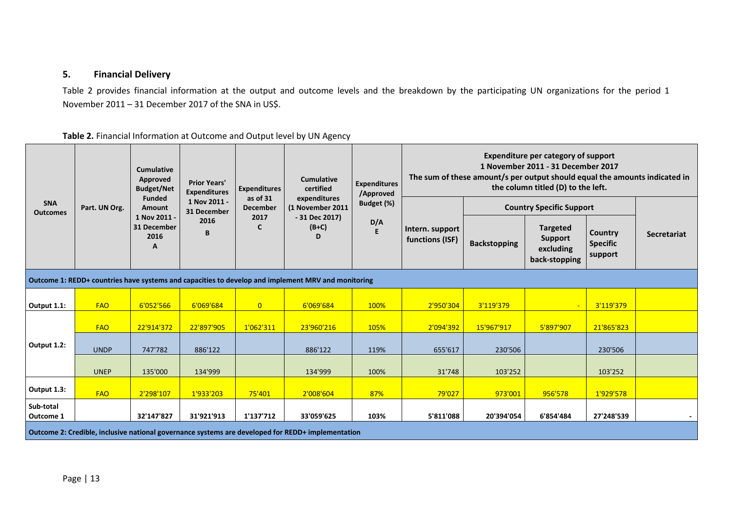## 5. Financial Delivery

Table 2 provides financial information at the output and outcome levels and the breakdown by the participating UN organizations for the period 1 November 2011 – 31 December 2017 of the SNA in US$.

**Table 2.** Financial Information at Outcome and Output level by UN Agency

| SNA Outcomes | Part. UN Org. | Cumulative Approved Budget/Net Funded Amount 1 Nov 2011 - 31 December 2016 A | Prior Years' Expenditures 1 Nov 2011 - 31 December 2016 B | Expenditures as of 31 December 2017 C | Cumulative certified expenditures (1 November 2011 - 31 Dec 2017) (B+C) D | Expenditures /Approved Budget (%) D/A E | Expenditure per category of support 1 November 2011 - 31 December 2017 The sum of these amount/s per output should equal the amounts indicated in the column titled (D) to the left. | | | | |
|---|---|---|---|---|---|---|---|---|---|---|---|
| | | | | | | | | Country Specific Support | | | |
| | | | | | | | Intern. support functions (ISF) | Backstopping | Targeted Support excluding back-stopping | Country Specific support | Secretariat |
| **Outcome 1: REDD+ countries have systems and capacities to develop and implement MRV and monitoring** | | | | | | | | | | | |
| **Output 1.1:** | FAO | 6'052'566 | 6'069'684 | 0 | 6'069'684 | 100% | 2'950'304 | 3'119'379 | - | 3'119'379 | |
| **Output 1.2:** | FAO | 22'914'372 | 22'897'905 | 1'062'311 | 23'960'216 | 105% | 2'094'392 | 15'967'917 | 5'897'907 | 21'865'823 | |
| | UNDP | 747'782 | 886'122 | | 886'122 | 119% | 655'617 | 230'506 | | 230'506 | |
| | UNEP | 135'000 | 134'999 | | 134'999 | 100% | 31'748 | 103'252 | | 103'252 | |
| **Output 1.3:** | FAO | 2'298'107 | 1'933'203 | 75'401 | 2'008'604 | 87% | 79'027 | 973'001 | 956'578 | 1'929'578 | |
| **Sub-total Outcome 1** | | **32'147'827** | **31'921'913** | **1'137'712** | **33'059'625** | **103%** | **5'811'088** | **20'394'054** | **6'854'484** | **27'248'539** | **-** |
| **Outcome 2: Credible, inclusive national governance systems are developed for REDD+ implementation** | | | | | | | | | | | |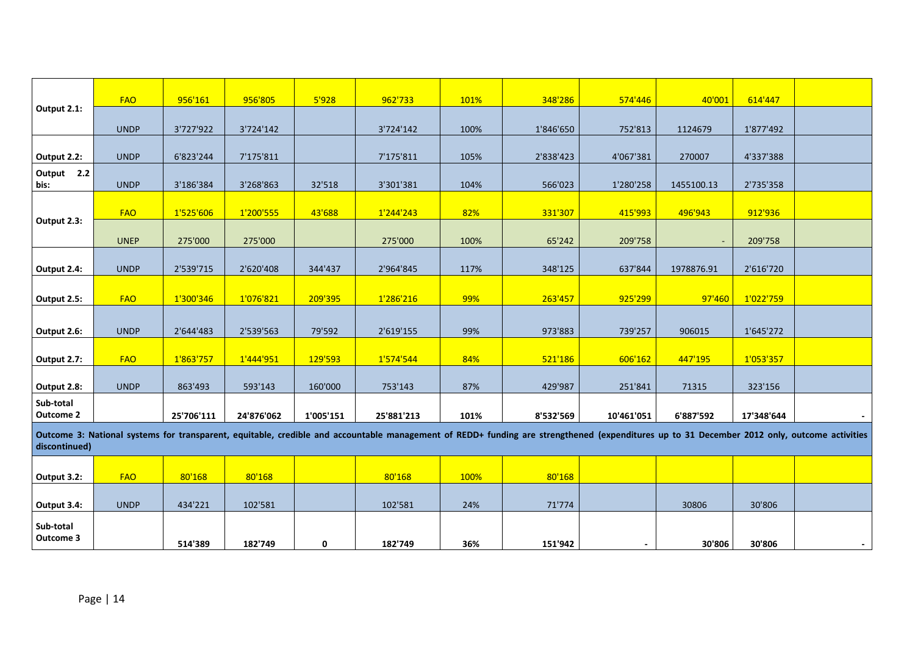| | | | | | | | | | | | |
|---|---|---|---|---|---|---|---|---|---|---|---|
| **Output 2.1:** | FAO | 956'161 | 956'805 | 5'928 | 962'733 | 101% | 348'286 | 574'446 | 40'001 | 614'447 | |
| | UNDP | 3'727'922 | 3'724'142 | | 3'724'142 | 100% | 1'846'650 | 752'813 | 1124679 | 1'877'492 | |
| **Output 2.2:** | UNDP | 6'823'244 | 7'175'811 | | 7'175'811 | 105% | 2'838'423 | 4'067'381 | 270007 | 4'337'388 | |
| **Output 2.2 bis:** | UNDP | 3'186'384 | 3'268'863 | 32'518 | 3'301'381 | 104% | 566'023 | 1'280'258 | 1455100.13 | 2'735'358 | |
| **Output 2.3:** | FAO | 1'525'606 | 1'200'555 | 43'688 | 1'244'243 | 82% | 331'307 | 415'993 | 496'943 | 912'936 | |
| | UNEP | 275'000 | 275'000 | | 275'000 | 100% | 65'242 | 209'758 | - | 209'758 | |
| **Output 2.4:** | UNDP | 2'539'715 | 2'620'408 | 344'437 | 2'964'845 | 117% | 348'125 | 637'844 | 1978876.91 | 2'616'720 | |
| **Output 2.5:** | FAO | 1'300'346 | 1'076'821 | 209'395 | 1'286'216 | 99% | 263'457 | 925'299 | 97'460 | 1'022'759 | |
| **Output 2.6:** | UNDP | 2'644'483 | 2'539'563 | 79'592 | 2'619'155 | 99% | 973'883 | 739'257 | 906015 | 1'645'272 | |
| **Output 2.7:** | FAO | 1'863'757 | 1'444'951 | 129'593 | 1'574'544 | 84% | 521'186 | 606'162 | 447'195 | 1'053'357 | |
| **Output 2.8:** | UNDP | 863'493 | 593'143 | 160'000 | 753'143 | 87% | 429'987 | 251'841 | 71315 | 323'156 | |
| **Sub-total Outcome 2** | | **25'706'111** | **24'876'062** | **1'005'151** | **25'881'213** | **101%** | **8'532'569** | **10'461'051** | **6'887'592** | **17'348'644** | - |
| **Outcome 3: National systems for transparent, equitable, credible and accountable management of REDD+ funding are strengthened (expenditures up to 31 December 2012 only, outcome activities discontinued)** | | | | | | | | | | | |
| **Output 3.2:** | FAO | 80'168 | 80'168 | | 80'168 | 100% | 80'168 | | | | |
| **Output 3.4:** | UNDP | 434'221 | 102'581 | | 102'581 | 24% | 71'774 | | 30806 | 30'806 | |
| **Sub-total Outcome 3** | | **514'389** | **182'749** | **0** | **182'749** | **36%** | **151'942** | - | **30'806** | **30'806** | - |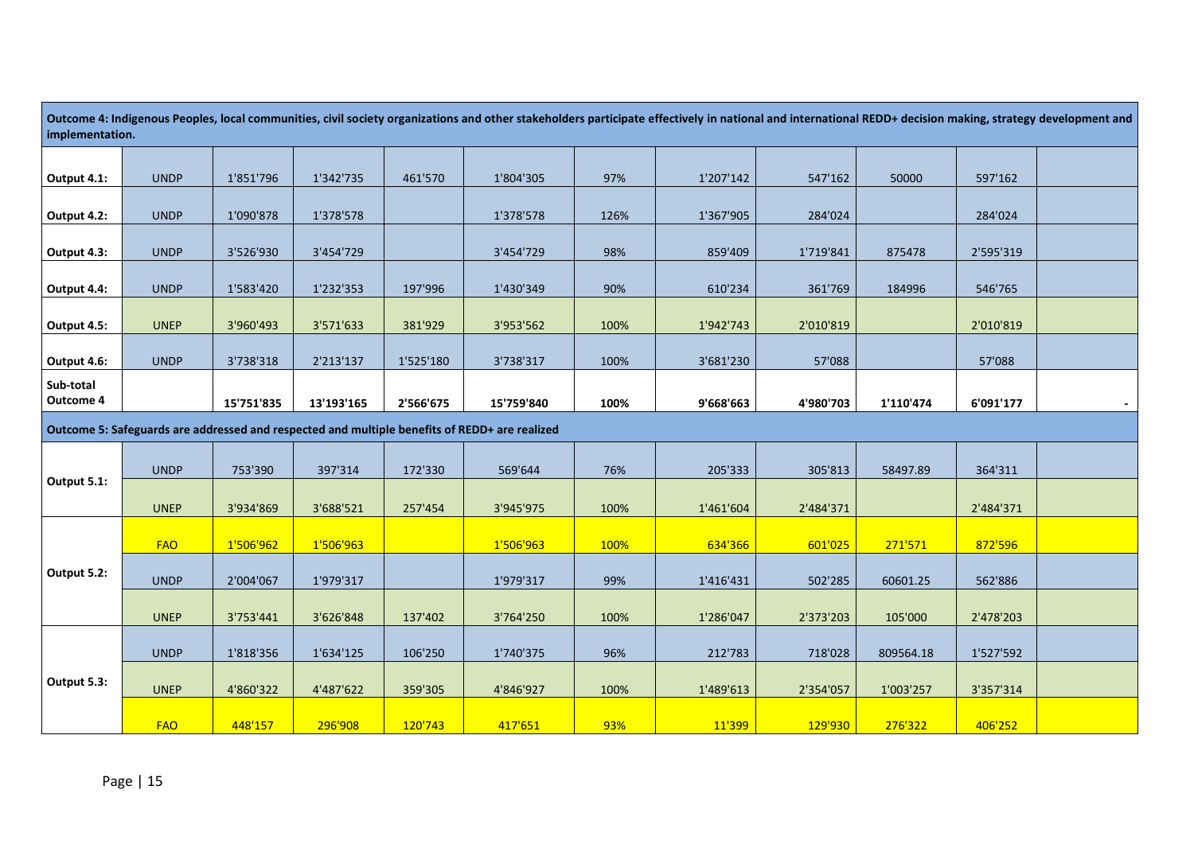| | | | | | | | | | | | |
|---|---|---|---|---|---|---|---|---|---|---|---|
| **Outcome 4: Indigenous Peoples, local communities, civil society organizations and other stakeholders participate effectively in national and international REDD+ decision making, strategy development and implementation.** | | | | | | | | | | | |
| **Output 4.1:** | UNDP | 1'851'796 | 1'342'735 | 461'570 | 1'804'305 | 97% | 1'207'142 | 547'162 | 50000 | 597'162 | |
| **Output 4.2:** | UNDP | 1'090'878 | 1'378'578 | | 1'378'578 | 126% | 1'367'905 | 284'024 | | 284'024 | |
| **Output 4.3:** | UNDP | 3'526'930 | 3'454'729 | | 3'454'729 | 98% | 859'409 | 1'719'841 | 875478 | 2'595'319 | |
| **Output 4.4:** | UNDP | 1'583'420 | 1'232'353 | 197'996 | 1'430'349 | 90% | 610'234 | 361'769 | 184996 | 546'765 | |
| **Output 4.5:** | UNEP | 3'960'493 | 3'571'633 | 381'929 | 3'953'562 | 100% | 1'942'743 | 2'010'819 | | 2'010'819 | |
| **Output 4.6:** | UNDP | 3'738'318 | 2'213'137 | 1'525'180 | 3'738'317 | 100% | 3'681'230 | 57'088 | | 57'088 | |
| **Sub-total Outcome 4** | | **15'751'835** | **13'193'165** | **2'566'675** | **15'759'840** | **100%** | **9'668'663** | **4'980'703** | **1'110'474** | **6'091'177** | **-** |
| **Outcome 5: Safeguards are addressed and respected and multiple benefits of REDD+ are realized** | | | | | | | | | | | |
| **Output 5.1:** | UNDP | 753'390 | 397'314 | 172'330 | 569'644 | 76% | 205'333 | 305'813 | 58497.89 | 364'311 | |
| | UNEP | 3'934'869 | 3'688'521 | 257'454 | 3'945'975 | 100% | 1'461'604 | 2'484'371 | | 2'484'371 | |
| **Output 5.2:** | FAO | 1'506'962 | 1'506'963 | | 1'506'963 | 100% | 634'366 | 601'025 | 271'571 | 872'596 | |
| | UNDP | 2'004'067 | 1'979'317 | | 1'979'317 | 99% | 1'416'431 | 502'285 | 60601.25 | 562'886 | |
| | UNEP | 3'753'441 | 3'626'848 | 137'402 | 3'764'250 | 100% | 1'286'047 | 2'373'203 | 105'000 | 2'478'203 | |
| **Output 5.3:** | UNDP | 1'818'356 | 1'634'125 | 106'250 | 1'740'375 | 96% | 212'783 | 718'028 | 809564.18 | 1'527'592 | |
| | UNEP | 4'860'322 | 4'487'622 | 359'305 | 4'846'927 | 100% | 1'489'613 | 2'354'057 | 1'003'257 | 3'357'314 | |
| | FAO | 448'157 | 296'908 | 120'743 | 417'651 | 93% | 11'399 | 129'930 | 276'322 | 406'252 | |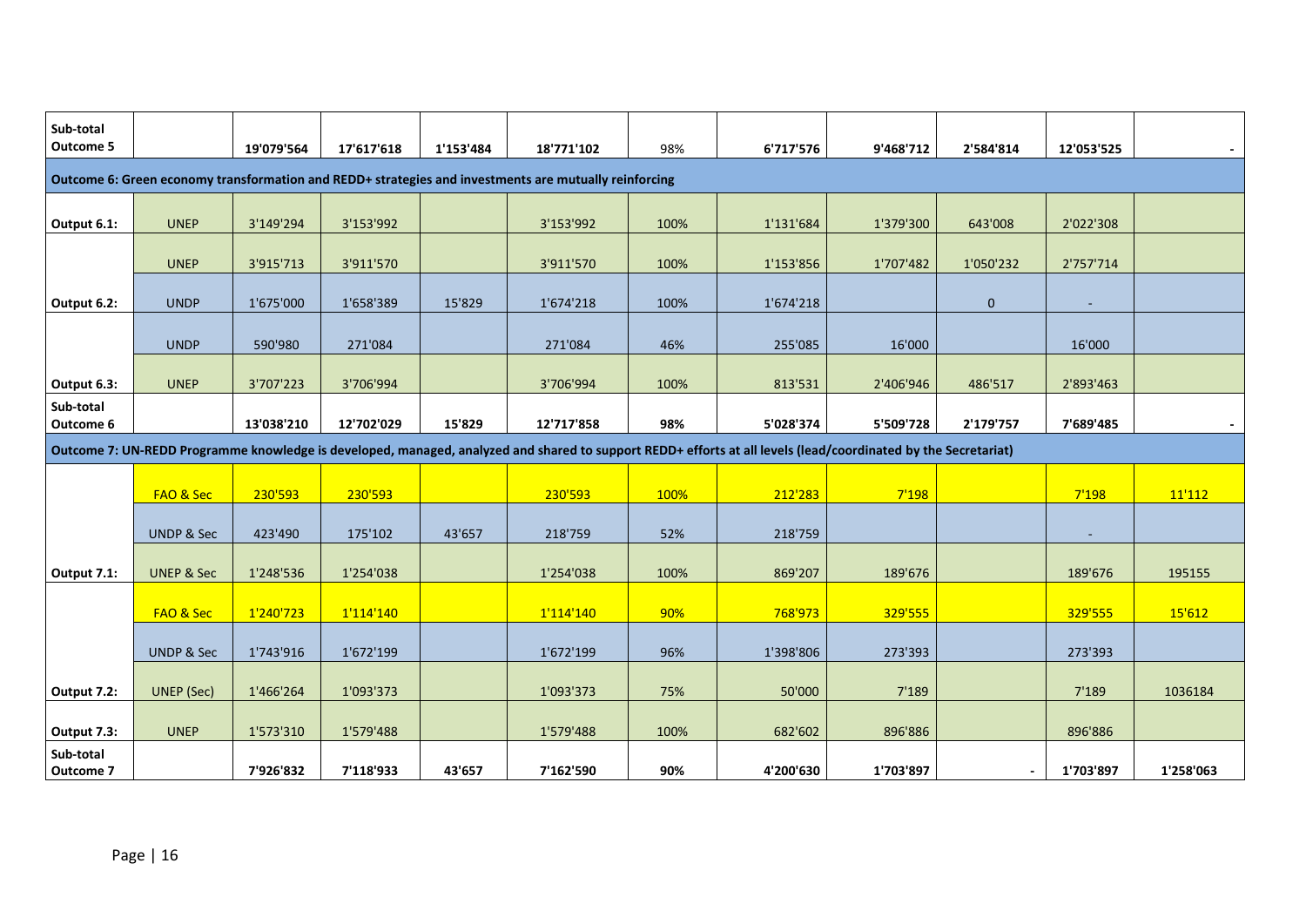| Sub-total Outcome 5 | | 19'079'564 | 17'617'618 | 1'153'484 | 18'771'102 | 98% | 6'717'576 | 9'468'712 | 2'584'814 | 12'053'525 | - |
|---|---|---|---|---|---|---|---|---|---|---|---|
| **Outcome 6: Green economy transformation and REDD+ strategies and investments are mutually reinforcing** | | | | | | | | | | | |
| **Output 6.1:** | UNEP | 3'149'294 | 3'153'992 | | 3'153'992 | 100% | 1'131'684 | 1'379'300 | 643'008 | 2'022'308 | |
| | UNEP | 3'915'713 | 3'911'570 | | 3'911'570 | 100% | 1'153'856 | 1'707'482 | 1'050'232 | 2'757'714 | |
| **Output 6.2:** | UNDP | 1'675'000 | 1'658'389 | 15'829 | 1'674'218 | 100% | 1'674'218 | | 0 | - | |
| | UNDP | 590'980 | 271'084 | | 271'084 | 46% | 255'085 | 16'000 | | 16'000 | |
| **Output 6.3:** | UNEP | 3'707'223 | 3'706'994 | | 3'706'994 | 100% | 813'531 | 2'406'946 | 486'517 | 2'893'463 | |
| **Sub-total Outcome 6** | | **13'038'210** | **12'702'029** | **15'829** | **12'717'858** | **98%** | **5'028'374** | **5'509'728** | **2'179'757** | **7'689'485** | **-** |
| **Outcome 7: UN-REDD Programme knowledge is developed, managed, analyzed and shared to support REDD+ efforts at all levels (lead/coordinated by the Secretariat)** | | | | | | | | | | | |
| | FAO & Sec | 230'593 | 230'593 | | 230'593 | 100% | 212'283 | 7'198 | | 7'198 | 11'112 |
| | UNDP & Sec | 423'490 | 175'102 | 43'657 | 218'759 | 52% | 218'759 | | | - | |
| **Output 7.1:** | UNEP & Sec | 1'248'536 | 1'254'038 | | 1'254'038 | 100% | 869'207 | 189'676 | | 189'676 | 195155 |
| | FAO & Sec | 1'240'723 | 1'114'140 | | 1'114'140 | 90% | 768'973 | 329'555 | | 329'555 | 15'612 |
| | UNDP & Sec | 1'743'916 | 1'672'199 | | 1'672'199 | 96% | 1'398'806 | 273'393 | | 273'393 | |
| **Output 7.2:** | UNEP (Sec) | 1'466'264 | 1'093'373 | | 1'093'373 | 75% | 50'000 | 7'189 | | 7'189 | 1036184 |
| **Output 7.3:** | UNEP | 1'573'310 | 1'579'488 | | 1'579'488 | 100% | 682'602 | 896'886 | | 896'886 | |
| **Sub-total Outcome 7** | | **7'926'832** | **7'118'933** | **43'657** | **7'162'590** | **90%** | **4'200'630** | **1'703'897** | **-** | **1'703'897** | **1'258'063** |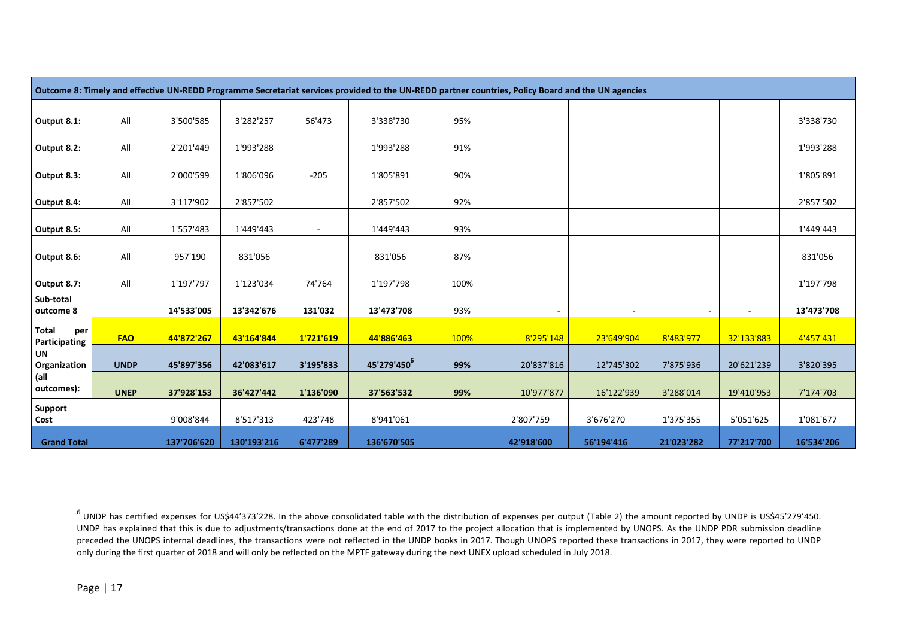| Outcome 8: Timely and effective UN-REDD Programme Secretariat services provided to the UN-REDD partner countries, Policy Board and the UN agencies | | | | | | | | | | | |
|---|---|---|---|---|---|---|---|---|---|---|---|
| **Output 8.1:** | All | 3'500'585 | 3'282'257 | 56'473 | 3'338'730 | 95% | | | | | 3'338'730 |
| **Output 8.2:** | All | 2'201'449 | 1'993'288 | | 1'993'288 | 91% | | | | | 1'993'288 |
| **Output 8.3:** | All | 2'000'599 | 1'806'096 | -205 | 1'805'891 | 90% | | | | | 1'805'891 |
| **Output 8.4:** | All | 3'117'902 | 2'857'502 | | 2'857'502 | 92% | | | | | 2'857'502 |
| **Output 8.5:** | All | 1'557'483 | 1'449'443 | - | 1'449'443 | 93% | | | | | 1'449'443 |
| **Output 8.6:** | All | 957'190 | 831'056 | | 831'056 | 87% | | | | | 831'056 |
| **Output 8.7:** | All | 1'197'797 | 1'123'034 | 74'764 | 1'197'798 | 100% | | | | | 1'197'798 |
| **Sub-total outcome 8** | | **14'533'005** | **13'342'676** | **131'032** | **13'473'708** | 93% | - | - | - | - | **13'473'708** |
| **Total per Participating UN Organization (all outcomes):** | **FAO** | **44'872'267** | **43'164'844** | **1'721'619** | **44'886'463** | 100% | 8'295'148 | 23'649'904 | 8'483'977 | 32'133'883 | 4'457'431 |
| | **UNDP** | **45'897'356** | **42'083'617** | **3'195'833** | **45'279'450**[6] | **99%** | 20'837'816 | 12'745'302 | 7'875'936 | 20'621'239 | 3'820'395 |
| | **UNEP** | **37'928'153** | **36'427'442** | **1'136'090** | **37'563'532** | **99%** | 10'977'877 | 16'122'939 | 3'288'014 | 19'410'953 | 7'174'703 |
| **Support Cost** | | 9'008'844 | 8'517'313 | 423'748 | 8'941'061 | | 2'807'759 | 3'676'270 | 1'375'355 | 5'051'625 | 1'081'677 |
| **Grand Total** | | **137'706'620** | **130'193'216** | **6'477'289** | **136'670'505** | | **42'918'600** | **56'194'416** | **21'023'282** | **77'217'700** | **16'534'206** |

[6] UNDP has certified expenses for US$44'373'228. In the above consolidated table with the distribution of expenses per output (Table 2) the amount reported by UNDP is US$45'279'450. UNDP has explained that this is due to adjustments/transactions done at the end of 2017 to the project allocation that is implemented by UNOPS. As the UNDP PDR submission deadline preceded the UNOPS internal deadlines, the transactions were not reflected in the UNDP books in 2017. Though UNOPS reported these transactions in 2017, they were reported to UNDP only during the first quarter of 2018 and will only be reflected on the MPTF gateway during the next UNEX upload scheduled in July 2018.